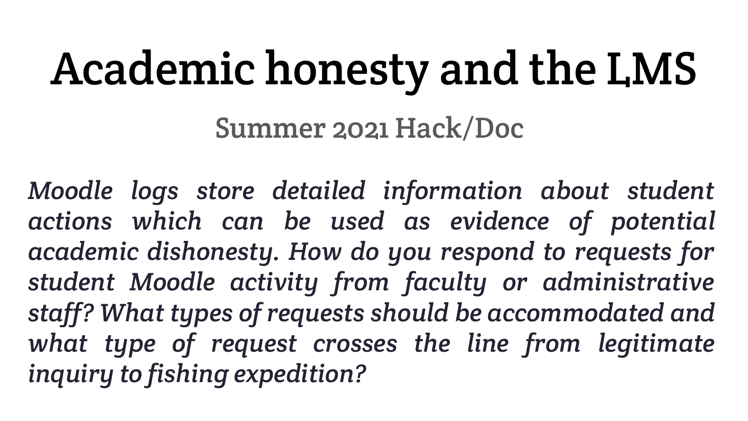# Academic honesty and the LMS

## Summer 2021 Hack/Doc

*Moodle logs store detailed information about student actions which can be used as evidence of potential academic dishonesty. How do you respond to requests for student Moodle activity from faculty or administrative staff? What types of requests should be accommodated and what type of request crosses the line from legitimate inquiry to fishing expedition?*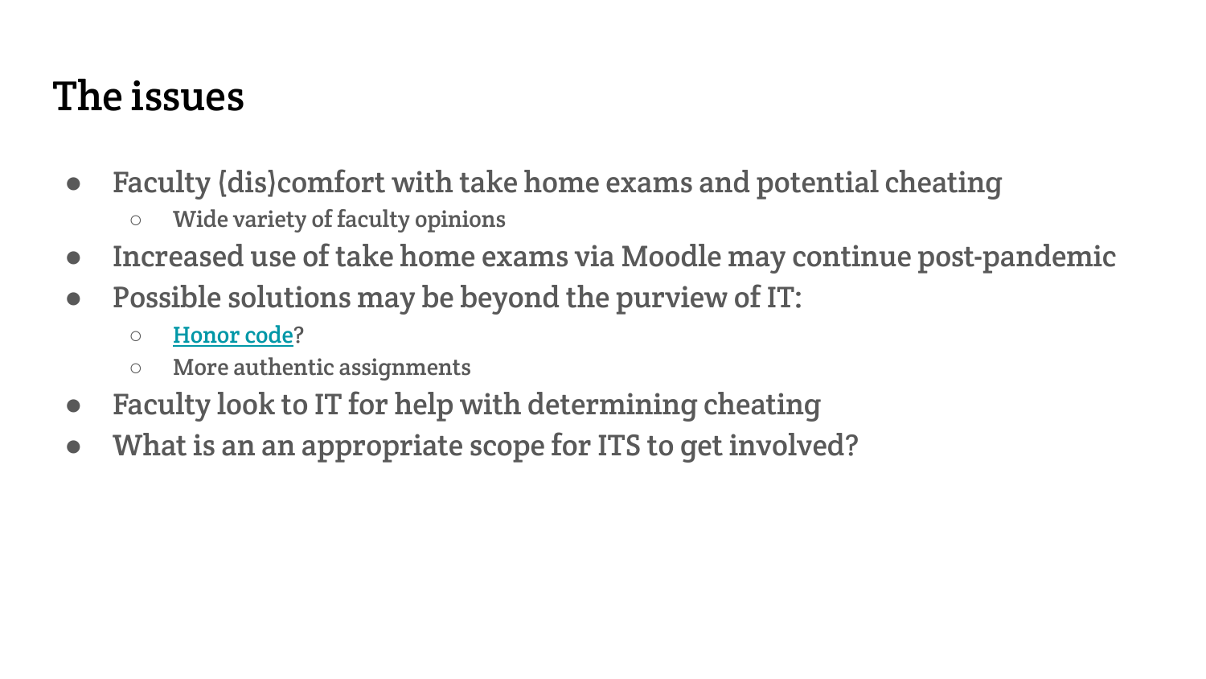# The issues

- Faculty (dis)comfort with take home exams and potential cheating
  - Wide variety of faculty opinions
- Increased use of take home exams via Moodle may continue post-pandemic
- Possible solutions may be beyond the purview of IT:
  - Honor code?
  - More authentic assignments
- Faculty look to IT for help with determining cheating
- What is an an appropriate scope for ITS to get involved?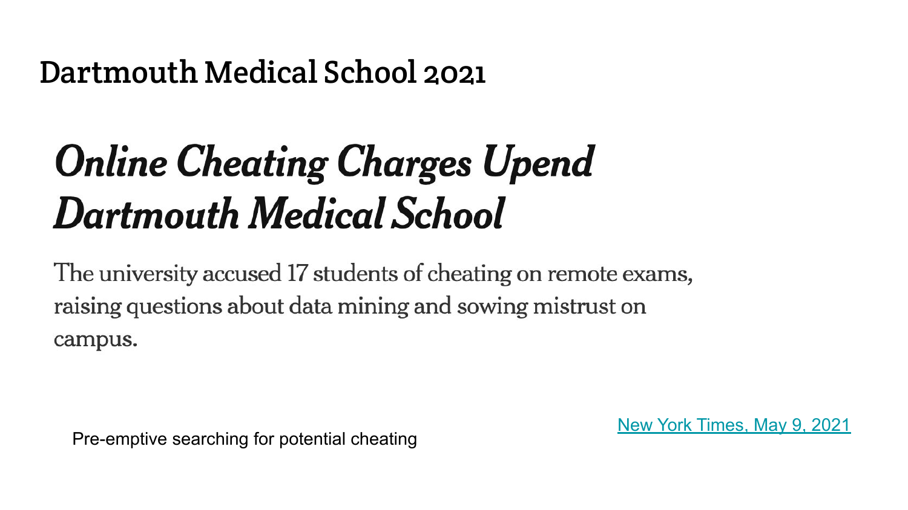# Dartmouth Medical School 2021

## *Online Cheating Charges Upend Dartmouth Medical School*

The university accused 17 students of cheating on remote exams, raising questions about data mining and sowing mistrust on campus.

New York Times, May 9, 2021

Pre-emptive searching for potential cheating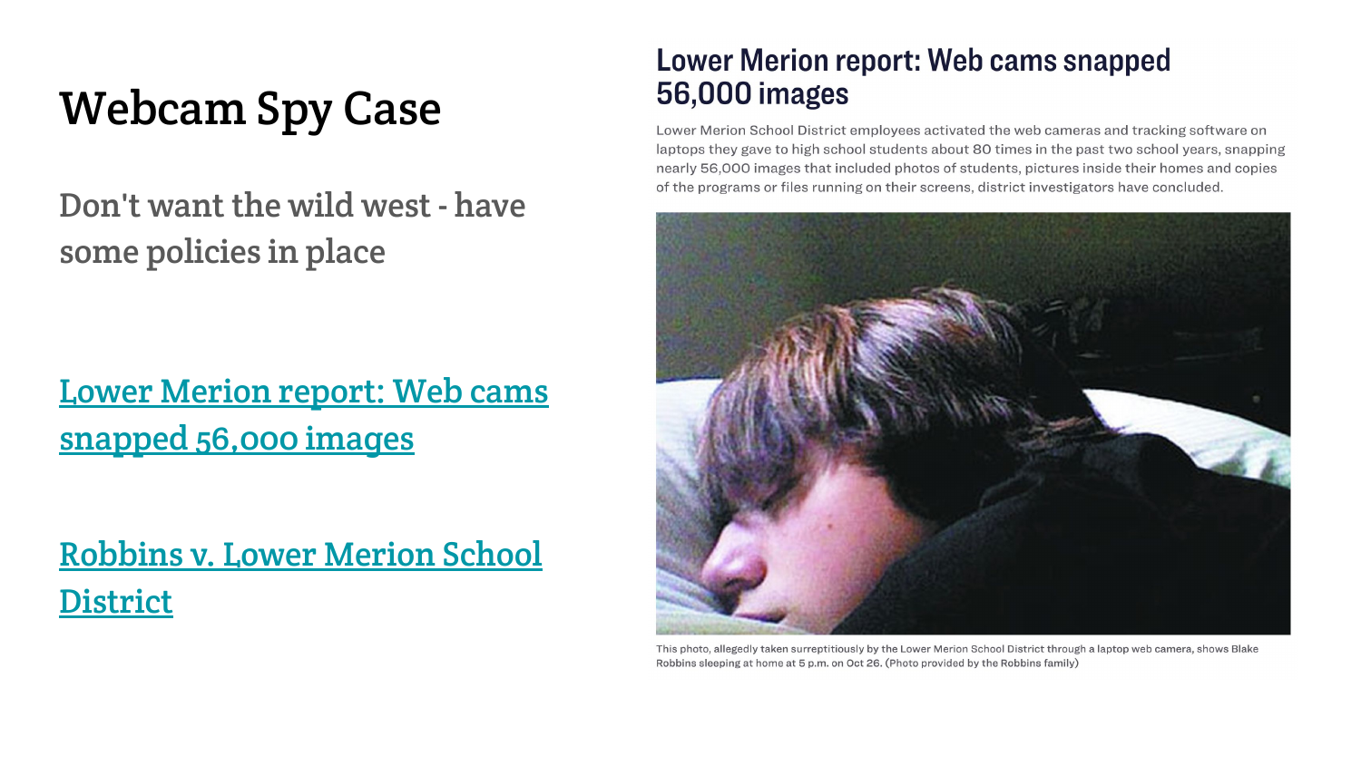# Webcam Spy Case

Don't want the wild west - have some policies in place

[Lower Merion report: Web cams snapped 56,000 images]

[Robbins v. Lower Merion School District]

## Lower Merion report: Web cams snapped 56,000 images

Lower Merion School District employees activated the web cameras and tracking software on laptops they gave to high school students about 80 times in the past two school years, snapping nearly 56,000 images that included photos of students, pictures inside their homes and copies of the programs or files running on their screens, district investigators have concluded.

This photo, allegedly taken surreptitiously by the Lower Merion School District through a laptop web camera, shows Blake Robbins sleeping at home at 5 p.m. on Oct 26. (Photo provided by the Robbins family)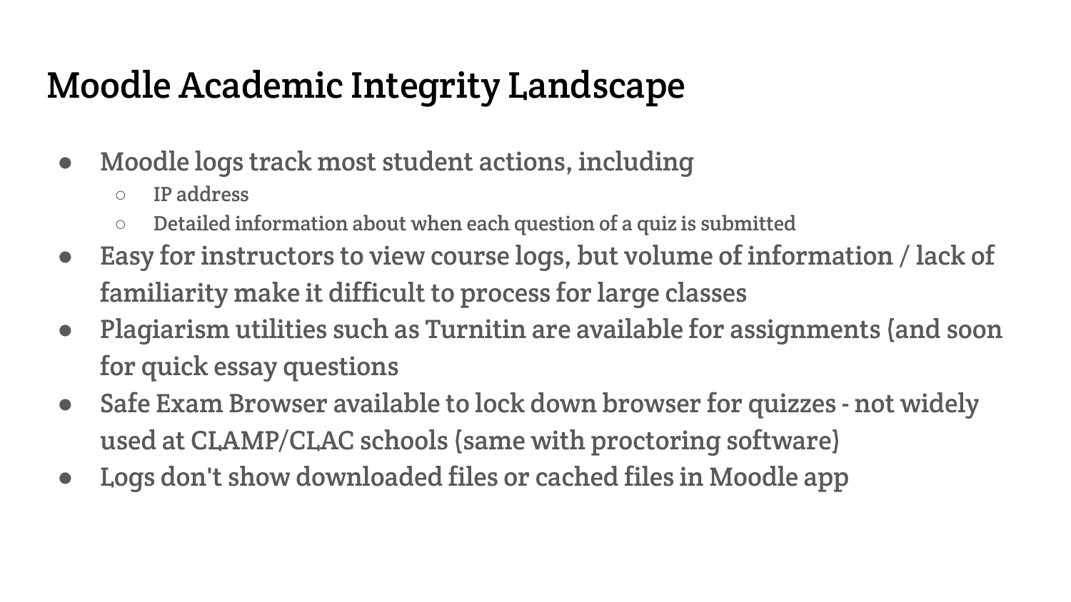# Moodle Academic Integrity Landscape

- Moodle logs track most student actions, including
  - IP address
  - Detailed information about when each question of a quiz is submitted
- Easy for instructors to view course logs, but volume of information / lack of familiarity make it difficult to process for large classes
- Plagiarism utilities such as Turnitin are available for assignments (and soon for quick essay questions
- Safe Exam Browser available to lock down browser for quizzes - not widely used at CLAMP/CLAC schools (same with proctoring software)
- Logs don't show downloaded files or cached files in Moodle app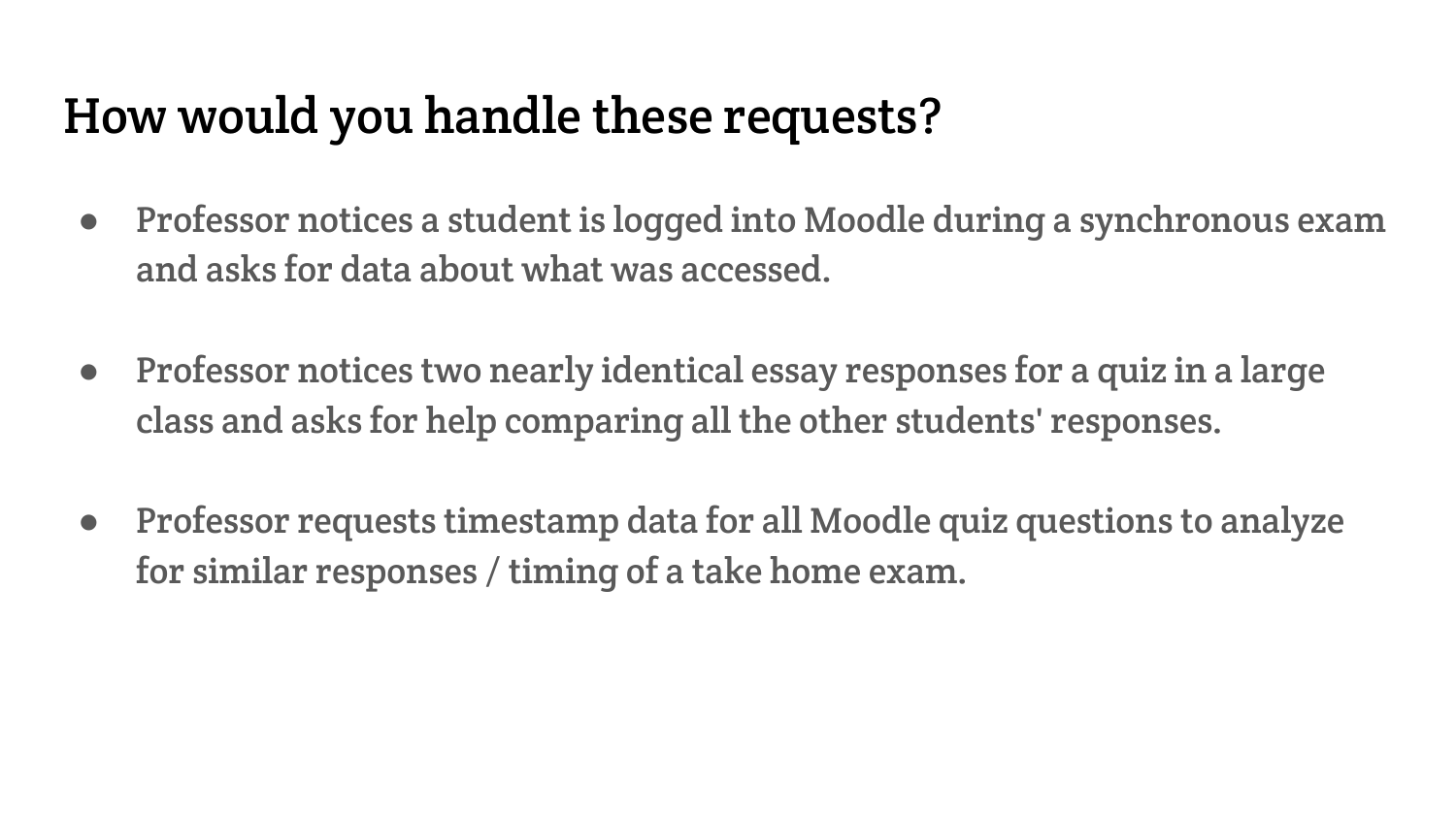# How would you handle these requests?

- Professor notices a student is logged into Moodle during a synchronous exam and asks for data about what was accessed.
- Professor notices two nearly identical essay responses for a quiz in a large class and asks for help comparing all the other students' responses.
- Professor requests timestamp data for all Moodle quiz questions to analyze for similar responses / timing of a take home exam.